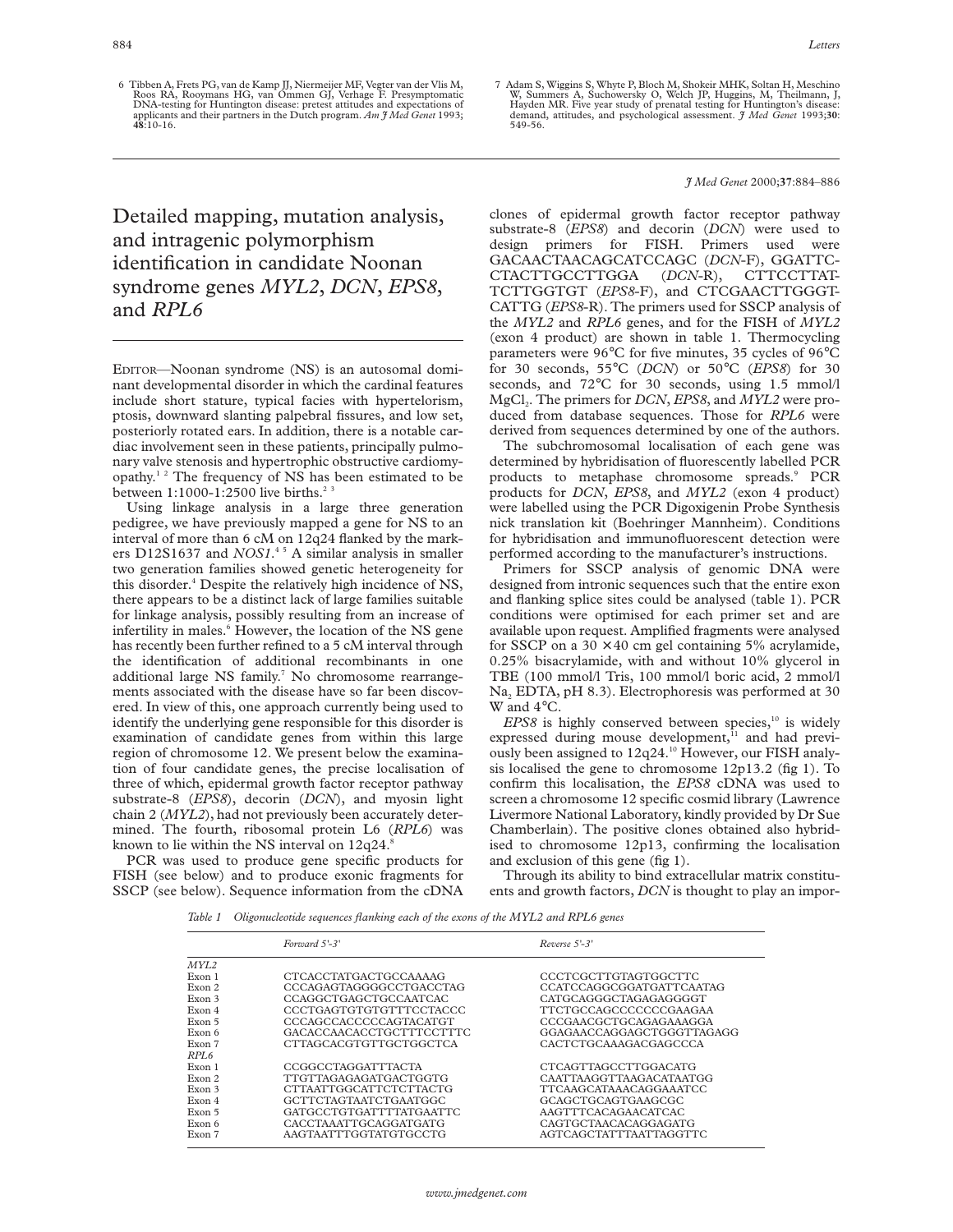6 Tibben A, Frets PG, van de Kamp JJ, Niermeijer MF, Vegter van der Vlis M, Roos RA, Rooymans HG, van Ommen GJ, Verhage F. Presymptomatic DNA-testing for Huntington disease: pretest attitudes and expectations of applicants and their partners in the Dutch program. *Am J Med Genet* 1993; **48**:10-16.

7 Adam S, Wiggins S, Whyte P, Bloch M, Shokeir MHK, Soltan H, Meschino W, Summers A, Suchowersky O, Welch JP, Huggins, M, Theilmann, J, Hayden MR. Five year study of prenatal testing for Huntington's disease: demand, attitudes, and psychological assessment. *J Med Genet* 1993;**30**: 549-56.

*J Med Genet* 2000;**37**:884–886

# Detailed mapping, mutation analysis, and intragenic polymorphism identification in candidate Noonan syndrome genes *MYL2*, *DCN*, *EPS8*, and *RPL6*

EDITOR—Noonan syndrome (NS) is an autosomal dominant developmental disorder in which the cardinal features include short stature, typical facies with hypertelorism, ptosis, downward slanting palpebral fissures, and low set, posteriorly rotated ears. In addition, there is a notable cardiac involvement seen in these patients, principally pulmonary valve stenosis and hypertrophic obstructive cardiomyopathy.[1,2] The frequency of NS has been estimated to be between 1:1000-1:2500 live births.[2,3]

Using linkage analysis in a large three generation pedigree, we have previously mapped a gene for NS to an interval of more than 6 cM on 12q24 flanked by the markers D12S1637 and *NOS1*.[4,5] A similar analysis in smaller two generation families showed genetic heterogeneity for this disorder.[4] Despite the relatively high incidence of NS, there appears to be a distinct lack of large families suitable for linkage analysis, possibly resulting from an increase of infertility in males.[6] However, the location of the NS gene has recently been further refined to a 5 cM interval through the identification of additional recombinants in one additional large NS family.[7] No chromosome rearrangements associated with the disease have so far been discovered. In view of this, one approach currently being used to identify the underlying gene responsible for this disorder is examination of candidate genes from within this large region of chromosome 12. We present below the examination of four candidate genes, the precise localisation of three of which, epidermal growth factor receptor pathway substrate-8 (*EPS8*), decorin (*DCN*), and myosin light chain 2 (*MYL2*), had not previously been accurately determined. The fourth, ribosomal protein L6 (*RPL6*) was known to lie within the NS interval on 12q24.[8]

PCR was used to produce gene specific products for FISH (see below) and to produce exonic fragments for SSCP (see below). Sequence information from the cDNA clones of epidermal growth factor receptor pathway substrate-8 (*EPS8*) and decorin (*DCN*) were used to design primers for FISH. Primers used were GACAACTAACAGCATCCAGC (*DCN*-F), GGATTC-CTACTTGCCTTGGA (*DCN*-R), CTTCCTTAT-TCTTGGTGT (*EPS8*-F), and CTCGAACTTGGGT-CATTG (*EPS8*-R). The primers used for SSCP analysis of the *MYL2* and *RPL6* genes, and for the FISH of *MYL2* (exon 4 product) are shown in table 1. Thermocycling parameters were 96°C for five minutes, 35 cycles of 96°C for 30 seconds, 55°C (*DCN*) or 50°C (*EPS8*) for 30 seconds, and 72°C for 30 seconds, using 1.5 mmol/l $MgCl_2$. The primers for *DCN*, *EPS8*, and *MYL2* were produced from database sequences. Those for *RPL6* were derived from sequences determined by one of the authors.

The subchromosomal localisation of each gene was determined by hybridisation of fluorescently labelled PCR products to metaphase chromosome spreads.[9] PCR products for *DCN*, *EPS8*, and *MYL2* (exon 4 product) were labelled using the PCR Digoxigenin Probe Synthesis nick translation kit (Boehringer Mannheim). Conditions for hybridisation and immunofluorescent detection were performed according to the manufacturer's instructions.

Primers for SSCP analysis of genomic DNA were designed from intronic sequences such that the entire exon and flanking splice sites could be analysed (table 1). PCR conditions were optimised for each primer set and are available upon request. Amplified fragments were analysed for SSCP on a 30 × 40 cm gel containing 5% acrylamide, 0.25% bisacrylamide, with and without 10% glycerol in TBE (100 mmol/l Tris, 100 mmol/l boric acid, 2 mmol/l $Na_2$ EDTA, pH 8.3). Electrophoresis was performed at 30 W and 4°C.

*EPS8* is highly conserved between species,[10] is widely expressed during mouse development,[11] and had previously been assigned to 12q24.[10] However, our FISH analysis localised the gene to chromosome 12p13.2 (fig 1). To confirm this localisation, the *EPS8* cDNA was used to screen a chromosome 12 specific cosmid library (Lawrence Livermore National Laboratory, kindly provided by Dr Sue Chamberlain). The positive clones obtained also hybridised to chromosome 12p13, confirming the localisation and exclusion of this gene (fig 1).

Through its ability to bind extracellular matrix constituents and growth factors, *DCN* is thought to play an impor-

*Table 1 Oligonucleotide sequences flanking each of the exons of the MYL2 and RPL6 genes*

| | Forward 5'-3' | Reverse 5'-3' |
|---|---|---|
| *MYL2* | | |
| Exon 1 | CTCACCTATGACTGCCAAAAG | CCCTCGCTTGTAGTGGCTTC |
| Exon 2 | CCCAGAGTAGGGGCCTGACCTAG | CCATCCAGGCGGATGATTCAATAG |
| Exon 3 | CCAGGCTGAGCTGCCAATCAC | CATGCAGGGCTAGAGAGGGGT |
| Exon 4 | CCCTGAGTGTGTGTTTCCTACCC | TTCTGCCAGCCCCCCCGAAGAA |
| Exon 5 | CCCAGCCACCCCCAGTACATGT | CCCGAACGCTGCAGAGAAAGGA |
| Exon 6 | GACACCAACACCTGCTTTCCTTTC | GGAGAACCAGGAGCTGGGTTAGAGG |
| Exon 7 | CTTAGCACGTGTTGCTGGCTCA | CACTCTGCAAAGACGAGCCCA |
| *RPL6* | | |
| Exon 1 | CCGGCCTAGGATTTACTA | CTCAGTTAGCCTTGGACATG |
| Exon 2 | TTGTTAGAGAGATGACTGGTG | CAATTAAGGTTAAGACATAATGG |
| Exon 3 | CTTAATTGGCATTCTCTTACTG | TTCAAGCATAAACAGGAAATCC |
| Exon 4 | GCTTCTAGTAATCTGAATGGC | GCAGCTGCAGTGAAGCGC |
| Exon 5 | GATGCCTGTGATTTTATGAATTC | AAGTTTCACAGAACATCAC |
| Exon 6 | CACCTAAATTGCAGGATGATG | CAGTGCTAACACAGGAGATG |
| Exon 7 | AAGTAATTTGGTATGTGCCTG | AGTCAGCTATTTAATTAGGTTC |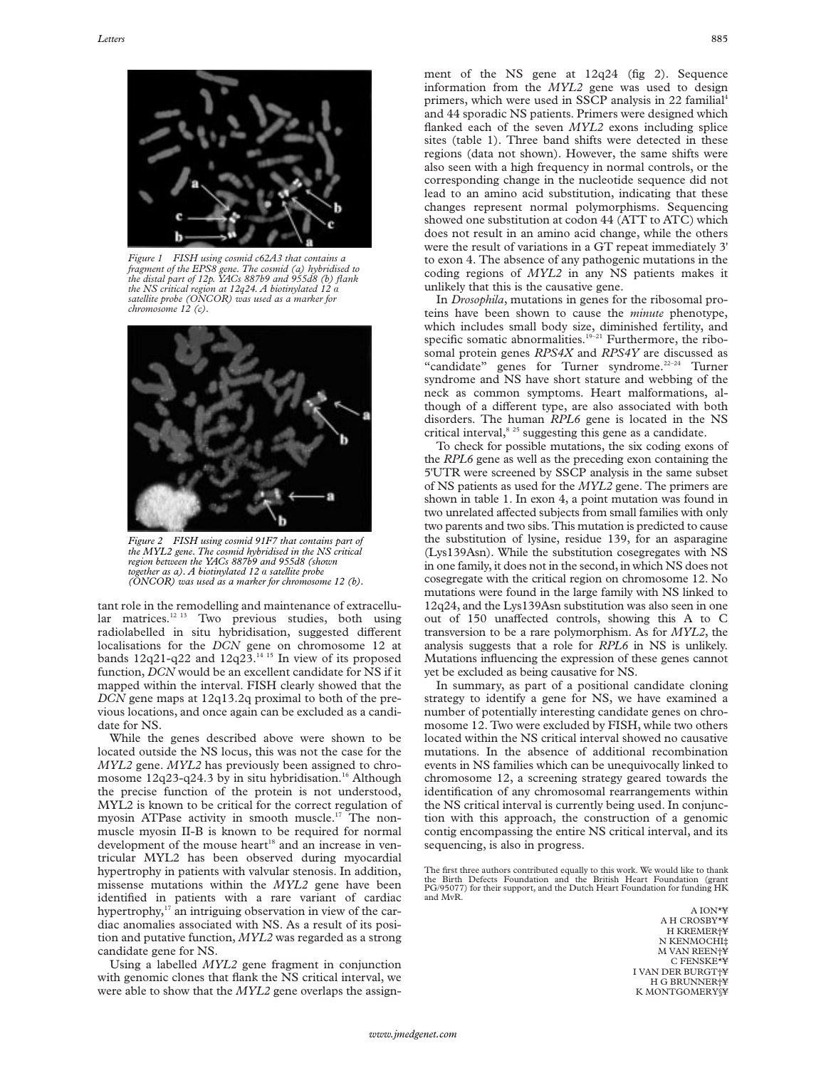Figure 1 FISH using cosmid c62A3 that contains a fragment of the EPS8 gene. The cosmid (a) hybridised to the distal part of 12p. YACs 887b9 and 955d8 (b) flank the NS critical region at 12q24. A biotinylated 12 α satellite probe (ONCOR) was used as a marker for chromosome 12 (c).

Figure 2 FISH using cosmid 91F7 that contains part of the MYL2 gene. The cosmid hybridised in the NS critical region between the YACs 887b9 and 955d8 (shown together as a). A biotinylated 12 α satellite probe (ONCOR) was used as a marker for chromosome 12 (b).

tant role in the remodelling and maintenance of extracellular matrices.[12 13] Two previous studies, both using radiolabelled in situ hybridisation, suggested different localisations for the *DCN* gene on chromosome 12 at bands 12q21-q22 and 12q23.[14 15] In view of its proposed function, *DCN* would be an excellent candidate for NS if it mapped within the interval. FISH clearly showed that the *DCN* gene maps at 12q13.2q proximal to both of the previous locations, and once again can be excluded as a candidate for NS.

While the genes described above were shown to be located outside the NS locus, this was not the case for the *MYL2* gene. *MYL2* has previously been assigned to chromosome 12q23-q24.3 by in situ hybridisation.[16] Although the precise function of the protein is not understood, MYL2 is known to be critical for the correct regulation of myosin ATPase activity in smooth muscle.[17] The nonmuscle myosin II-B is known to be required for normal development of the mouse heart[18] and an increase in ventricular MYL2 has been observed during myocardial hypertrophy in patients with valvular stenosis. In addition, missense mutations within the *MYL2* gene have been identified in patients with a rare variant of cardiac hypertrophy,[17] an intriguing observation in view of the cardiac anomalies associated with NS. As a result of its position and putative function, *MYL2* was regarded as a strong candidate gene for NS.

Using a labelled *MYL2* gene fragment in conjunction with genomic clones that flank the NS critical interval, we were able to show that the *MYL2* gene overlaps the assignment of the NS gene at 12q24 (fig 2). Sequence information from the *MYL2* gene was used to design primers, which were used in SSCP analysis in 22 familial[4] and 44 sporadic NS patients. Primers were designed which flanked each of the seven *MYL2* exons including splice sites (table 1). Three band shifts were detected in these regions (data not shown). However, the same shifts were also seen with a high frequency in normal controls, or the corresponding change in the nucleotide sequence did not lead to an amino acid substitution, indicating that these changes represent normal polymorphisms. Sequencing showed one substitution at codon 44 (ATT to ATC) which does not result in an amino acid change, while the others were the result of variations in a GT repeat immediately 3' to exon 4. The absence of any pathogenic mutations in the coding regions of *MYL2* in any NS patients makes it unlikely that this is the causative gene.

In *Drosophila*, mutations in genes for the ribosomal proteins have been shown to cause the *minute* phenotype, which includes small body size, diminished fertility, and specific somatic abnormalities.[19–21] Furthermore, the ribosomal protein genes *RPS4X* and *RPS4Y* are discussed as "candidate" genes for Turner syndrome.[22–24] Turner syndrome and NS have short stature and webbing of the neck as common symptoms. Heart malformations, although of a different type, are also associated with both disorders. The human *RPL6* gene is located in the NS critical interval,[8 25] suggesting this gene as a candidate.

To check for possible mutations, the six coding exons of the *RPL6* gene as well as the preceding exon containing the 5'UTR were screened by SSCP analysis in the same subset of NS patients as used for the *MYL2* gene. The primers are shown in table 1. In exon 4, a point mutation was found in two unrelated affected subjects from small families with only two parents and two sibs. This mutation is predicted to cause the substitution of lysine, residue 139, for an asparagine (Lys139Asn). While the substitution cosegregates with NS in one family, it does not in the second, in which NS does not cosegregate with the critical region on chromosome 12. No mutations were found in the large family with NS linked to 12q24, and the Lys139Asn substitution was also seen in one out of 150 unaffected controls, showing this A to C transversion to be a rare polymorphism. As for *MYL2*, the analysis suggests that a role for *RPL6* in NS is unlikely. Mutations influencing the expression of these genes cannot yet be excluded as being causative for NS.

In summary, as part of a positional candidate cloning strategy to identify a gene for NS, we have examined a number of potentially interesting candidate genes on chromosome 12. Two were excluded by FISH, while two others located within the NS critical interval showed no causative mutations. In the absence of additional recombination events in NS families which can be unequivocally linked to chromosome 12, a screening strategy geared towards the identification of any chromosomal rearrangements within the NS critical interval is currently being used. In conjunction with this approach, the construction of a genomic contig encompassing the entire NS critical interval, and its sequencing, is also in progress.

The first three authors contributed equally to this work. We would like to thank the Birth Defects Foundation and the British Heart Foundation (grant PG/95077) for their support, and the Dutch Heart Foundation for funding HK and MvR.

A ION*¥
A H CROSBY*¥
H KREMER†¥
N KENMOCHI‡
M VAN REEN†¥
C FENSKE*¥
I VAN DER BURGT†¥
H G BRUNNER†¥
K MONTGOMERY§¥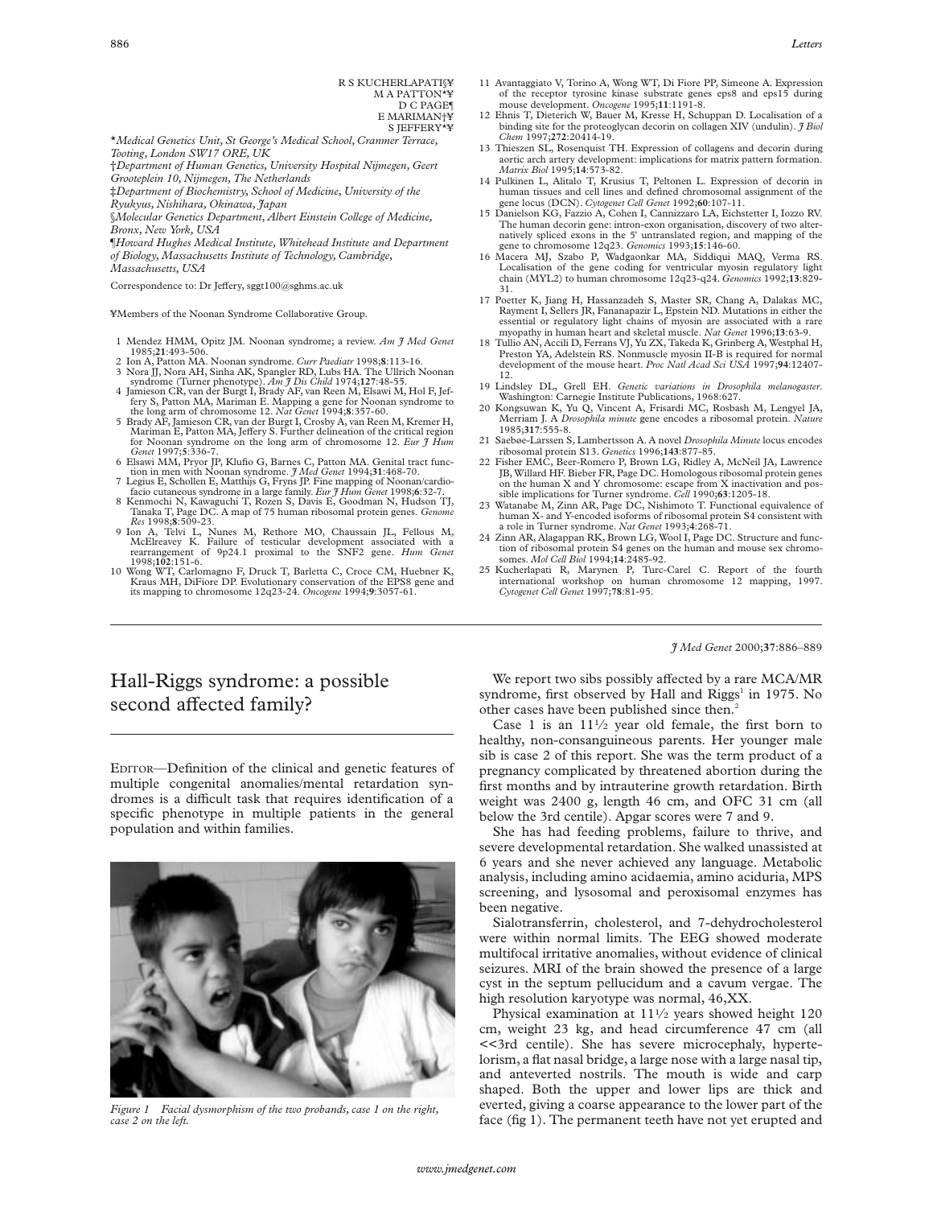R S KUCHERLAPATI§¥
M A PATTON*¥
D C PAGE¶
E MARIMAN†¥
S JEFFERY*¥

*Medical Genetics Unit, St George's Medical School, Cranmer Terrace, Tooting, London SW17 ORE, UK
†Department of Human Genetics, University Hospital Nijmegen, Geert Grooteplein 10, Nijmegen, The Netherlands
‡Department of Biochemistry, School of Medicine, University of the Ryukyus, Nishihara, Okinawa, Japan
§Molecular Genetics Department, Albert Einstein College of Medicine, Bronx, New York, USA
¶Howard Hughes Medical Institute, Whitehead Institute and Department of Biology, Massachusetts Institute of Technology, Cambridge, Massachusetts, USA

Correspondence to: Dr Jeffery, sggt100@sghms.ac.uk

¥Members of the Noonan Syndrome Collaborative Group.

1 Mendez HMM, Opitz JM. Noonan syndrome; a review. *Am J Med Genet* 1985;**21**:493-506.
2 Ion A, Patton MA. Noonan syndrome. *Curr Paediatr* 1998;**8**:113-16.
3 Nora JJ, Nora AH, Sinha AK, Spangler RD, Lubs HA. The Ullrich Noonan syndrome (Turner phenotype). *Am J Dis Child* 1974;**127**:48-55.
4 Jamieson CR, van der Burgt I, Brady AF, van Reen M, Elsawi M, Hol F, Jeffery S, Patton MA, Mariman E. Mapping a gene for Noonan syndrome to the long arm of chromosome 12. *Nat Genet* 1994;**8**:357-60.
5 Brady AF, Jamieson CR, van der Burgt I, Crosby A, van Reen M, Kremer H, Mariman E, Patton MA, Jeffery S. Further delineation of the critical region for Noonan syndrome on the long arm of chromosome 12. *Eur J Hum Genet* 1997;**5**:336-7.
6 Elsawi MM, Pryor JP, Klufio G, Barnes C, Patton MA. Genital tract function in men with Noonan syndrome. *J Med Genet* 1994;**31**:468-70.
7 Legius E, Schollen E, Matthijs G, Fryns JP. Fine mapping of Noonan/cardio-facio cutaneous syndrome in a large family. *Eur J Hum Genet* 1998;**6**:32-7.
8 Kenmochi N, Kawaguchi T, Rozen S, Davis E, Goodman N, Hudson TJ, Tanaka T, Page DC. A map of 75 human ribosomal protein genes. *Genome Res* 1998;**8**:509-23.
9 Ion A, Telvi L, Nunes M, Rethore MO, Chaussain JL, Fellous M, McElreavey K. Failure of testicular development associated with a rearrangement of 9p24.1 proximal to the SNF2 gene. *Hum Genet* 1998;**102**:151-6.
10 Wong WT, Carlomagno F, Druck T, Barletta C, Croce CM, Huebner K, Kraus MH, DiFiore DP. Evolutionary conservation of the EPS8 gene and its mapping to chromosome 12q23-24. *Oncogene* 1994;**9**:3057-61.
11 Avantaggiato V, Torino A, Wong WT, Di Fiore PP, Simeone A. Expression of the receptor tyrosine kinase substrate genes eps8 and eps15 during mouse development. *Oncogene* 1995;**11**:1191-8.
12 Ehnis T, Dieterich W, Bauer M, Kresse H, Schuppan D. Localisation of a binding site for the proteoglycan decorin on collagen XIV (undulin). *J Biol Chem* 1997;**272**:20414-19.
13 Thieszen SL, Rosenquist TH. Expression of collagens and decorin during aortic arch artery development: implications for matrix pattern formation. *Matrix Biol* 1995;**14**:573-82.
14 Pulkinen L, Alitalo T, Krusius T, Peltonen L. Expression of decorin in human tissues and cell lines and defined chromosomal assignment of the gene locus (DCN). *Cytogenet Cell Genet* 1992;**60**:107-11.
15 Danielson KG, Fazzio A, Cohen I, Cannizzaro LA, Eichstetter I, Iozzo RV. The human decorin gene: intron-exon organisation, discovery of two alternatively spliced exons in the 5' untranslated region, and mapping of the gene to chromosome 12q23. *Genomics* 1993;**15**:146-60.
16 Macera MJ, Szabo P, Wadgaonkar MA, Siddiqui MAQ, Verma RS. Localisation of the gene coding for ventricular myosin regulatory light chain (MYL2) to human chromosome 12q23-q24. *Genomics* 1992;**13**:829-31.
17 Poetter K, Jiang H, Hassanzadeh S, Master SR, Chang A, Dalakas MC, Rayment I, Sellers JR, Fananapazir L, Epstein ND. Mutations in either the essential or regulatory light chains of myosin are associated with a rare myopathy in human heart and skeletal muscle. *Nat Genet* 1996;**13**:63-9.
18 Tullio AN, Accili D, Ferrans VJ, Yu ZX, Takeda K, Grinberg A, Westphal H, Preston YA, Adelstein RS. Nonmuscle myosin II-B is required for normal development of the mouse heart. *Proc Natl Acad Sci USA* 1997;**94**:12407-12.
19 Lindsley DL, Grell EH. *Genetic variations in Drosophila melanogaster*. Washington: Carnegie Institute Publications, 1968:627.
20 Kongsuwan K, Yu Q, Vincent A, Frisardi MC, Rosbash M, Lengyel JA, Merriam J. A *Drosophila minute* gene encodes a ribosomal protein. *Nature* 1985;**317**:555-8.
21 Saebøe-Larssen S, Lambertsson A. A novel *Drosophila Minute* locus encodes ribosomal protein S13. *Genetics* 1996;**143**:877-85.
22 Fisher EMC, Beer-Romero P, Brown LG, Ridley A, McNeil JA, Lawrence JB, Willard HF. Bieber FR, Page DC. Homologous ribosomal protein genes on the human X and Y chromosome: escape from X inactivation and possible implications for Turner syndrome. *Cell* 1990;**63**:1205-18.
23 Watanabe M, Zinn AR, Page DC, Nishimoto T. Functional equivalence of human X- and Y-encoded isoforms of ribosomal protein S4 consistent with a role in Turner syndrome. *Nat Genet* 1993;**4**:268-71.
24 Zinn AR, Alagappan RK, Brown LG, Wool I, Page DC. Structure and function of ribosomal protein S4 genes on the human and mouse sex chromosomes. *Mol Cell Biol* 1994;**14**:2485-92.
25 Kucherlapati R, Marynen P, Turc-Carel C. Report of the fourth international workshop on human chromosome 12 mapping, 1997. *Cytogenet Cell Genet* 1997;**78**:81-95.

*J Med Genet* 2000;**37**:886–889

# Hall-Riggs syndrome: a possible second affected family?

EDITOR—Definition of the clinical and genetic features of multiple congenital anomalies/mental retardation syndromes is a difficult task that requires identification of a specific phenotype in multiple patients in the general population and within families.

*Figure 1 Facial dysmorphism of the two probands, case 1 on the right, case 2 on the left.*

We report two sibs possibly affected by a rare MCA/MR syndrome, first observed by Hall and Riggs[1] in 1975. No other cases have been published since then.[2]

Case 1 is an 11½ year old female, the first born to healthy, non-consanguineous parents. Her younger male sib is case 2 of this report. She was the term product of a pregnancy complicated by threatened abortion during the first months and by intrauterine growth retardation. Birth weight was 2400 g, length 46 cm, and OFC 31 cm (all below the 3rd centile). Apgar scores were 7 and 9.

She has had feeding problems, failure to thrive, and severe developmental retardation. She walked unassisted at 6 years and she never achieved any language. Metabolic analysis, including amino acidaemia, amino aciduria, MPS screening, and lysosomal and peroxisomal enzymes has been negative.

Sialotransferrin, cholesterol, and 7-dehydrocholesterol were within normal limits. The EEG showed moderate multifocal irritative anomalies, without evidence of clinical seizures. MRI of the brain showed the presence of a large cyst in the septum pellucidum and a cavum vergae. The high resolution karyotype was normal, 46,XX.

Physical examination at 11½ years showed height 120 cm, weight 23 kg, and head circumference 47 cm (all <<3rd centile). She has severe microcephaly, hypertelorism, a flat nasal bridge, a large nose with a large nasal tip, and anteverted nostrils. The mouth is wide and carp shaped. Both the upper and lower lips are thick and everted, giving a coarse appearance to the lower part of the face (fig 1). The permanent teeth have not yet erupted and